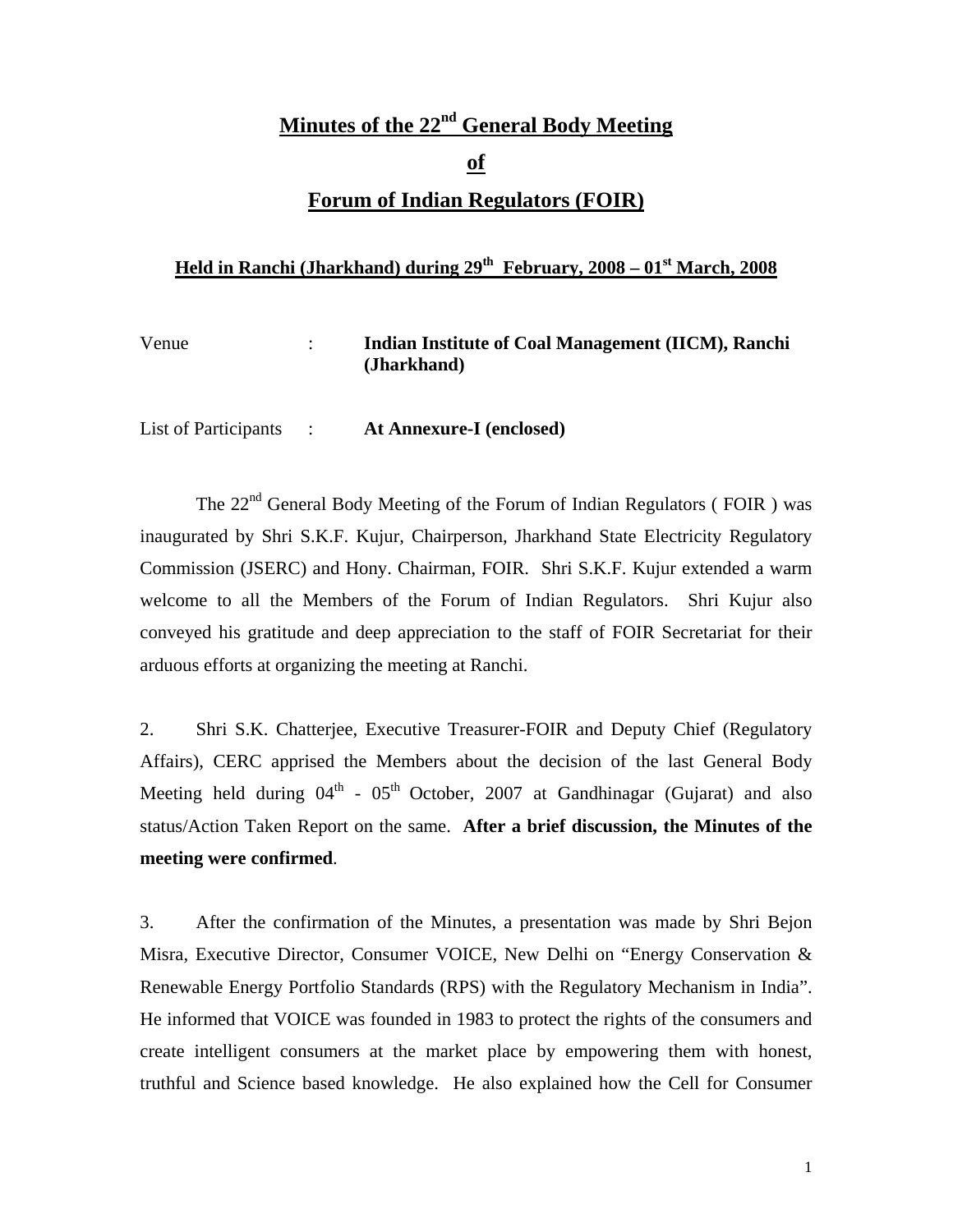# Minutes of the 22nd General Body Meeting

## of

## Forum of Indian Regulators (FOIR)

### Held in Ranchi (Jharkhand) during 29th February, 2008 – 01st March, 2008

Venue : **Indian Institute of Coal Management (IICM), Ranchi (Jharkhand)**

List of Participants : **At Annexure-I (enclosed)**

The 22nd General Body Meeting of the Forum of Indian Regulators ( FOIR ) was inaugurated by Shri S.K.F. Kujur, Chairperson, Jharkhand State Electricity Regulatory Commission (JSERC) and Hony. Chairman, FOIR. Shri S.K.F. Kujur extended a warm welcome to all the Members of the Forum of Indian Regulators. Shri Kujur also conveyed his gratitude and deep appreciation to the staff of FOIR Secretariat for their arduous efforts at organizing the meeting at Ranchi.

2. Shri S.K. Chatterjee, Executive Treasurer-FOIR and Deputy Chief (Regulatory Affairs), CERC apprised the Members about the decision of the last General Body Meeting held during 04th - 05th October, 2007 at Gandhinagar (Gujarat) and also status/Action Taken Report on the same. **After a brief discussion, the Minutes of the meeting were confirmed**.

3. After the confirmation of the Minutes, a presentation was made by Shri Bejon Misra, Executive Director, Consumer VOICE, New Delhi on "Energy Conservation & Renewable Energy Portfolio Standards (RPS) with the Regulatory Mechanism in India". He informed that VOICE was founded in 1983 to protect the rights of the consumers and create intelligent consumers at the market place by empowering them with honest, truthful and Science based knowledge. He also explained how the Cell for Consumer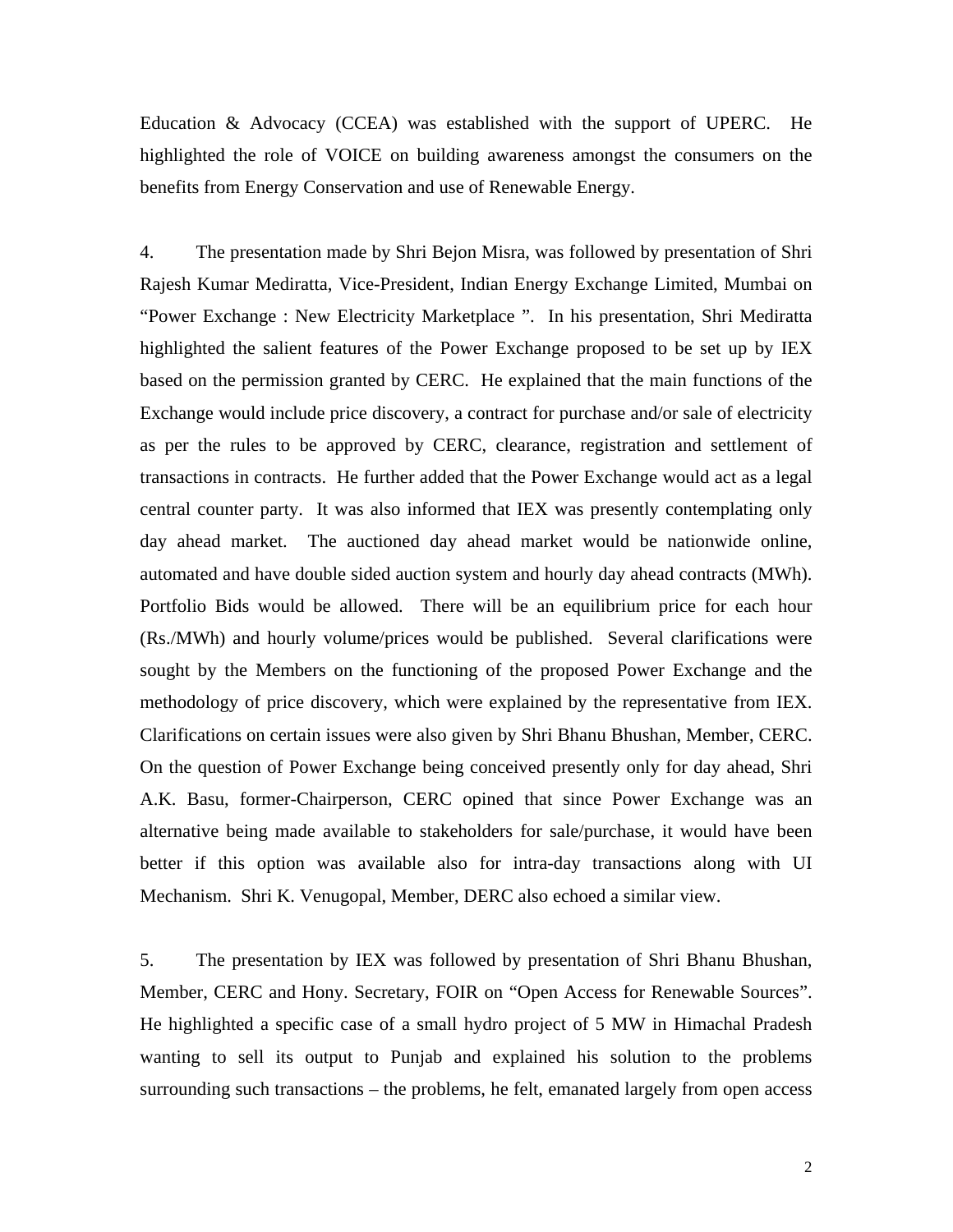Education & Advocacy (CCEA) was established with the support of UPERC. He highlighted the role of VOICE on building awareness amongst the consumers on the benefits from Energy Conservation and use of Renewable Energy.

4. The presentation made by Shri Bejon Misra, was followed by presentation of Shri Rajesh Kumar Mediratta, Vice-President, Indian Energy Exchange Limited, Mumbai on "Power Exchange : New Electricity Marketplace ". In his presentation, Shri Mediratta highlighted the salient features of the Power Exchange proposed to be set up by IEX based on the permission granted by CERC. He explained that the main functions of the Exchange would include price discovery, a contract for purchase and/or sale of electricity as per the rules to be approved by CERC, clearance, registration and settlement of transactions in contracts. He further added that the Power Exchange would act as a legal central counter party. It was also informed that IEX was presently contemplating only day ahead market. The auctioned day ahead market would be nationwide online, automated and have double sided auction system and hourly day ahead contracts (MWh). Portfolio Bids would be allowed. There will be an equilibrium price for each hour (Rs./MWh) and hourly volume/prices would be published. Several clarifications were sought by the Members on the functioning of the proposed Power Exchange and the methodology of price discovery, which were explained by the representative from IEX. Clarifications on certain issues were also given by Shri Bhanu Bhushan, Member, CERC. On the question of Power Exchange being conceived presently only for day ahead, Shri A.K. Basu, former-Chairperson, CERC opined that since Power Exchange was an alternative being made available to stakeholders for sale/purchase, it would have been better if this option was available also for intra-day transactions along with UI Mechanism. Shri K. Venugopal, Member, DERC also echoed a similar view.

5. The presentation by IEX was followed by presentation of Shri Bhanu Bhushan, Member, CERC and Hony. Secretary, FOIR on "Open Access for Renewable Sources". He highlighted a specific case of a small hydro project of 5 MW in Himachal Pradesh wanting to sell its output to Punjab and explained his solution to the problems surrounding such transactions – the problems, he felt, emanated largely from open access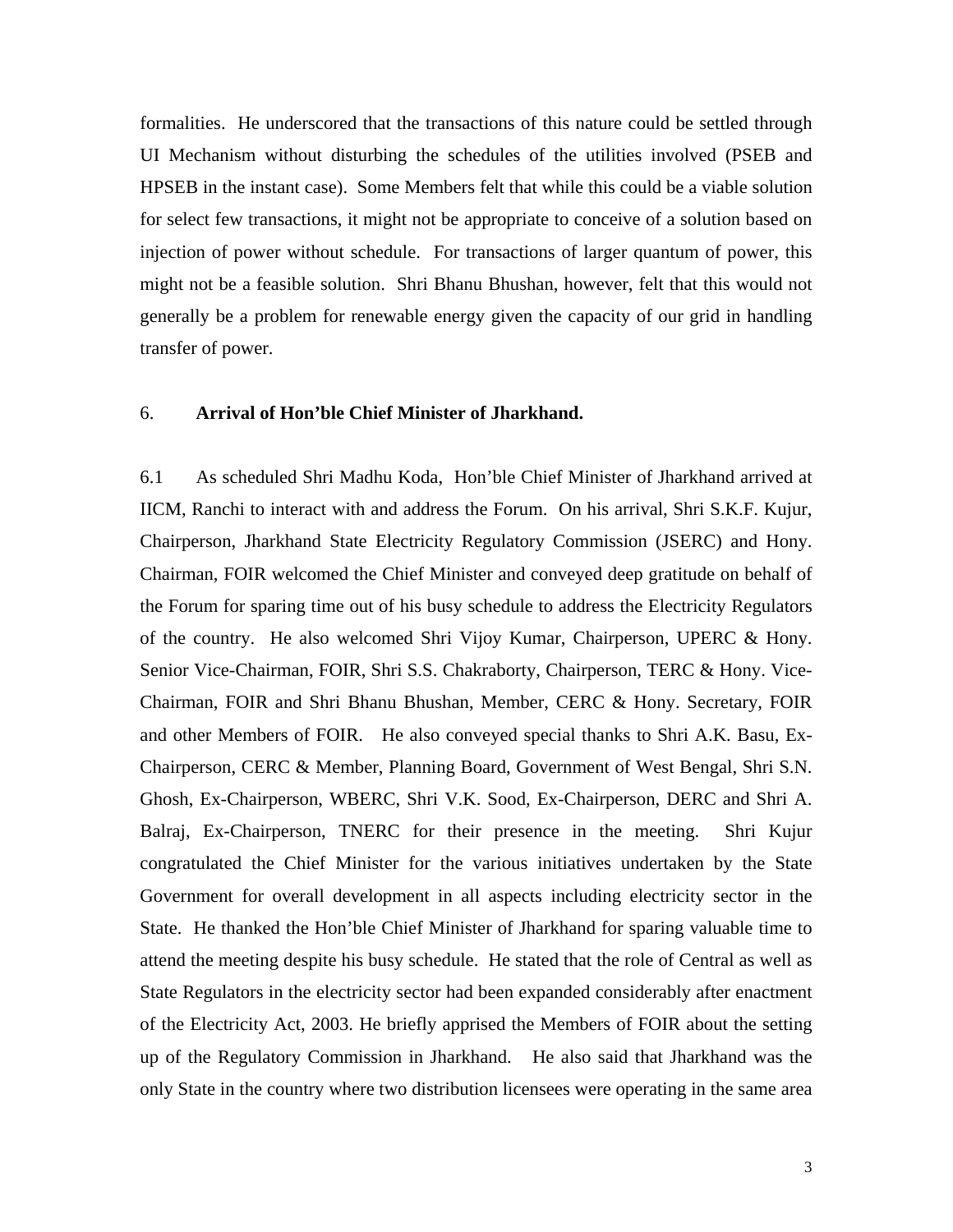formalities. He underscored that the transactions of this nature could be settled through UI Mechanism without disturbing the schedules of the utilities involved (PSEB and HPSEB in the instant case). Some Members felt that while this could be a viable solution for select few transactions, it might not be appropriate to conceive of a solution based on injection of power without schedule. For transactions of larger quantum of power, this might not be a feasible solution. Shri Bhanu Bhushan, however, felt that this would not generally be a problem for renewable energy given the capacity of our grid in handling transfer of power.

## 6. **Arrival of Hon'ble Chief Minister of Jharkhand.**

6.1 As scheduled Shri Madhu Koda, Hon'ble Chief Minister of Jharkhand arrived at IICM, Ranchi to interact with and address the Forum. On his arrival, Shri S.K.F. Kujur, Chairperson, Jharkhand State Electricity Regulatory Commission (JSERC) and Hony. Chairman, FOIR welcomed the Chief Minister and conveyed deep gratitude on behalf of the Forum for sparing time out of his busy schedule to address the Electricity Regulators of the country. He also welcomed Shri Vijoy Kumar, Chairperson, UPERC & Hony. Senior Vice-Chairman, FOIR, Shri S.S. Chakraborty, Chairperson, TERC & Hony. Vice-Chairman, FOIR and Shri Bhanu Bhushan, Member, CERC & Hony. Secretary, FOIR and other Members of FOIR. He also conveyed special thanks to Shri A.K. Basu, Ex-Chairperson, CERC & Member, Planning Board, Government of West Bengal, Shri S.N. Ghosh, Ex-Chairperson, WBERC, Shri V.K. Sood, Ex-Chairperson, DERC and Shri A. Balraj, Ex-Chairperson, TNERC for their presence in the meeting. Shri Kujur congratulated the Chief Minister for the various initiatives undertaken by the State Government for overall development in all aspects including electricity sector in the State. He thanked the Hon'ble Chief Minister of Jharkhand for sparing valuable time to attend the meeting despite his busy schedule. He stated that the role of Central as well as State Regulators in the electricity sector had been expanded considerably after enactment of the Electricity Act, 2003. He briefly apprised the Members of FOIR about the setting up of the Regulatory Commission in Jharkhand. He also said that Jharkhand was the only State in the country where two distribution licensees were operating in the same area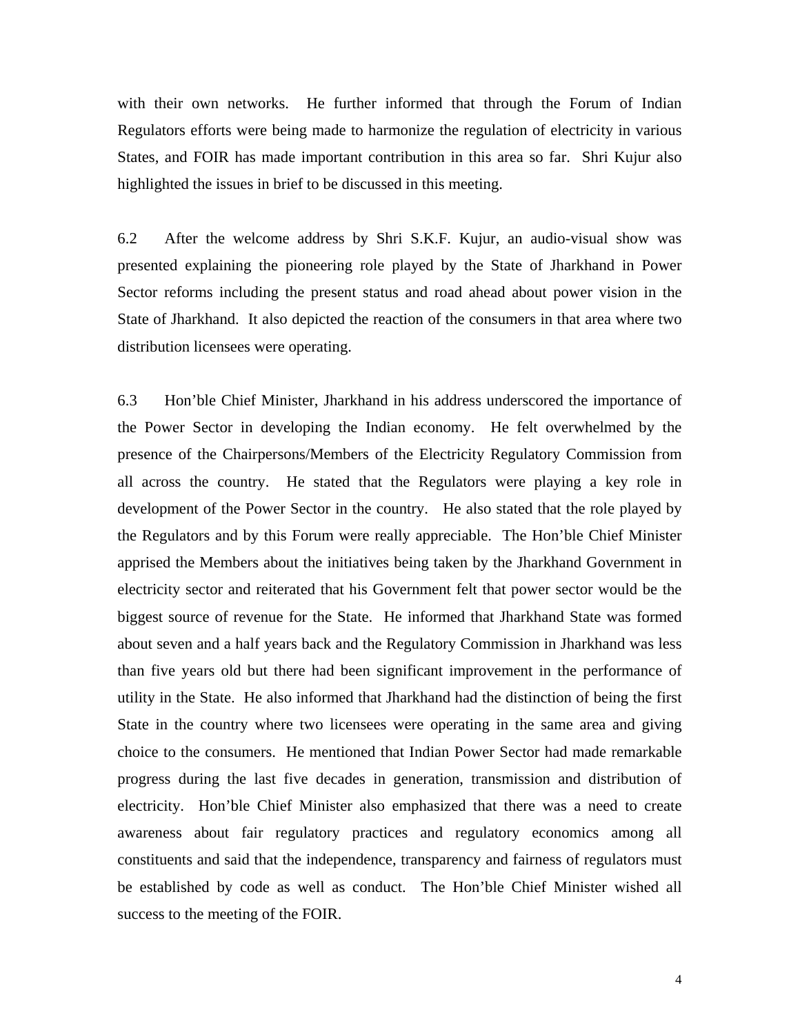with their own networks. He further informed that through the Forum of Indian Regulators efforts were being made to harmonize the regulation of electricity in various States, and FOIR has made important contribution in this area so far. Shri Kujur also highlighted the issues in brief to be discussed in this meeting.

6.2 After the welcome address by Shri S.K.F. Kujur, an audio-visual show was presented explaining the pioneering role played by the State of Jharkhand in Power Sector reforms including the present status and road ahead about power vision in the State of Jharkhand. It also depicted the reaction of the consumers in that area where two distribution licensees were operating.

6.3 Hon'ble Chief Minister, Jharkhand in his address underscored the importance of the Power Sector in developing the Indian economy. He felt overwhelmed by the presence of the Chairpersons/Members of the Electricity Regulatory Commission from all across the country. He stated that the Regulators were playing a key role in development of the Power Sector in the country. He also stated that the role played by the Regulators and by this Forum were really appreciable. The Hon'ble Chief Minister apprised the Members about the initiatives being taken by the Jharkhand Government in electricity sector and reiterated that his Government felt that power sector would be the biggest source of revenue for the State. He informed that Jharkhand State was formed about seven and a half years back and the Regulatory Commission in Jharkhand was less than five years old but there had been significant improvement in the performance of utility in the State. He also informed that Jharkhand had the distinction of being the first State in the country where two licensees were operating in the same area and giving choice to the consumers. He mentioned that Indian Power Sector had made remarkable progress during the last five decades in generation, transmission and distribution of electricity. Hon'ble Chief Minister also emphasized that there was a need to create awareness about fair regulatory practices and regulatory economics among all constituents and said that the independence, transparency and fairness of regulators must be established by code as well as conduct. The Hon'ble Chief Minister wished all success to the meeting of the FOIR.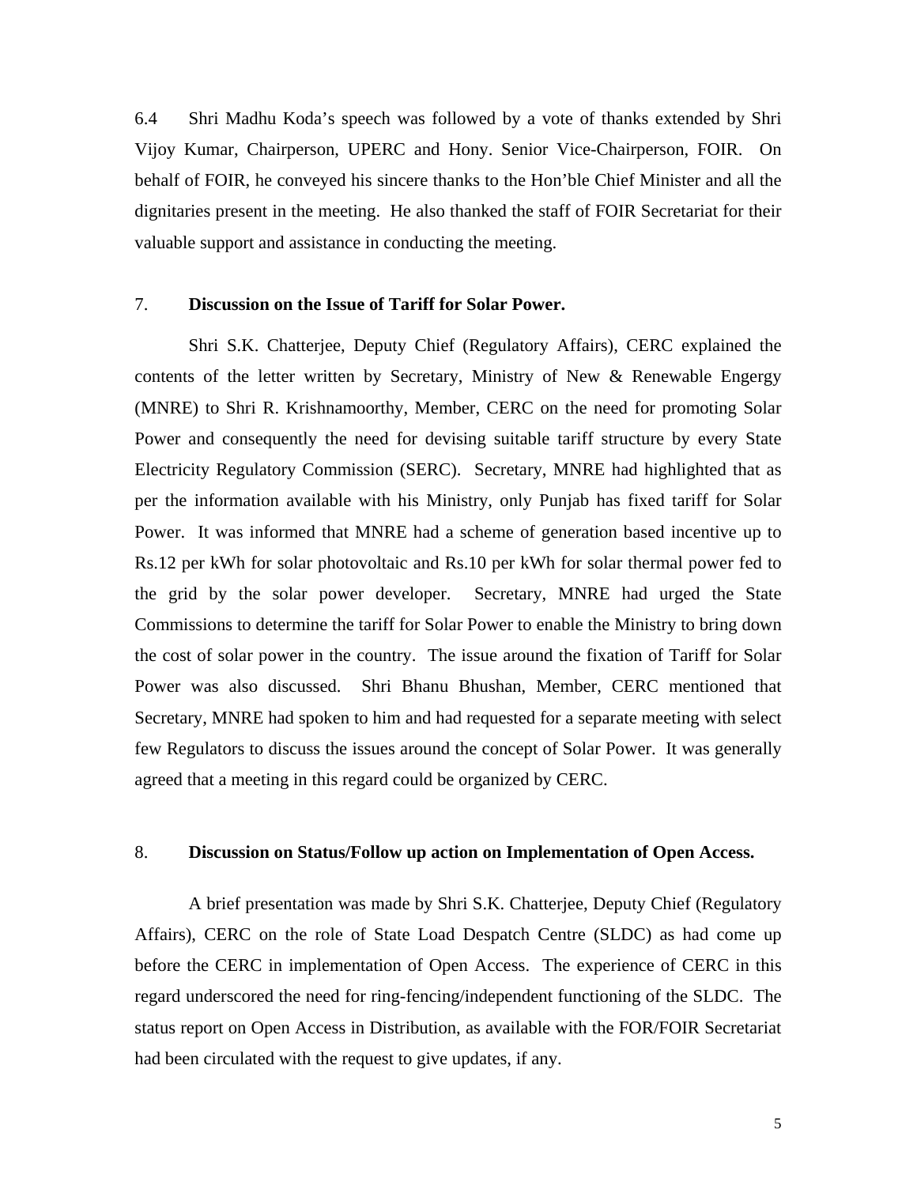6.4 Shri Madhu Koda's speech was followed by a vote of thanks extended by Shri Vijoy Kumar, Chairperson, UPERC and Hony. Senior Vice-Chairperson, FOIR. On behalf of FOIR, he conveyed his sincere thanks to the Hon'ble Chief Minister and all the dignitaries present in the meeting. He also thanked the staff of FOIR Secretariat for their valuable support and assistance in conducting the meeting.

## 7. Discussion on the Issue of Tariff for Solar Power.

Shri S.K. Chatterjee, Deputy Chief (Regulatory Affairs), CERC explained the contents of the letter written by Secretary, Ministry of New & Renewable Engergy (MNRE) to Shri R. Krishnamoorthy, Member, CERC on the need for promoting Solar Power and consequently the need for devising suitable tariff structure by every State Electricity Regulatory Commission (SERC). Secretary, MNRE had highlighted that as per the information available with his Ministry, only Punjab has fixed tariff for Solar Power. It was informed that MNRE had a scheme of generation based incentive up to Rs.12 per kWh for solar photovoltaic and Rs.10 per kWh for solar thermal power fed to the grid by the solar power developer. Secretary, MNRE had urged the State Commissions to determine the tariff for Solar Power to enable the Ministry to bring down the cost of solar power in the country. The issue around the fixation of Tariff for Solar Power was also discussed. Shri Bhanu Bhushan, Member, CERC mentioned that Secretary, MNRE had spoken to him and had requested for a separate meeting with select few Regulators to discuss the issues around the concept of Solar Power. It was generally agreed that a meeting in this regard could be organized by CERC.

## 8. Discussion on Status/Follow up action on Implementation of Open Access.

A brief presentation was made by Shri S.K. Chatterjee, Deputy Chief (Regulatory Affairs), CERC on the role of State Load Despatch Centre (SLDC) as had come up before the CERC in implementation of Open Access. The experience of CERC in this regard underscored the need for ring-fencing/independent functioning of the SLDC. The status report on Open Access in Distribution, as available with the FOR/FOIR Secretariat had been circulated with the request to give updates, if any.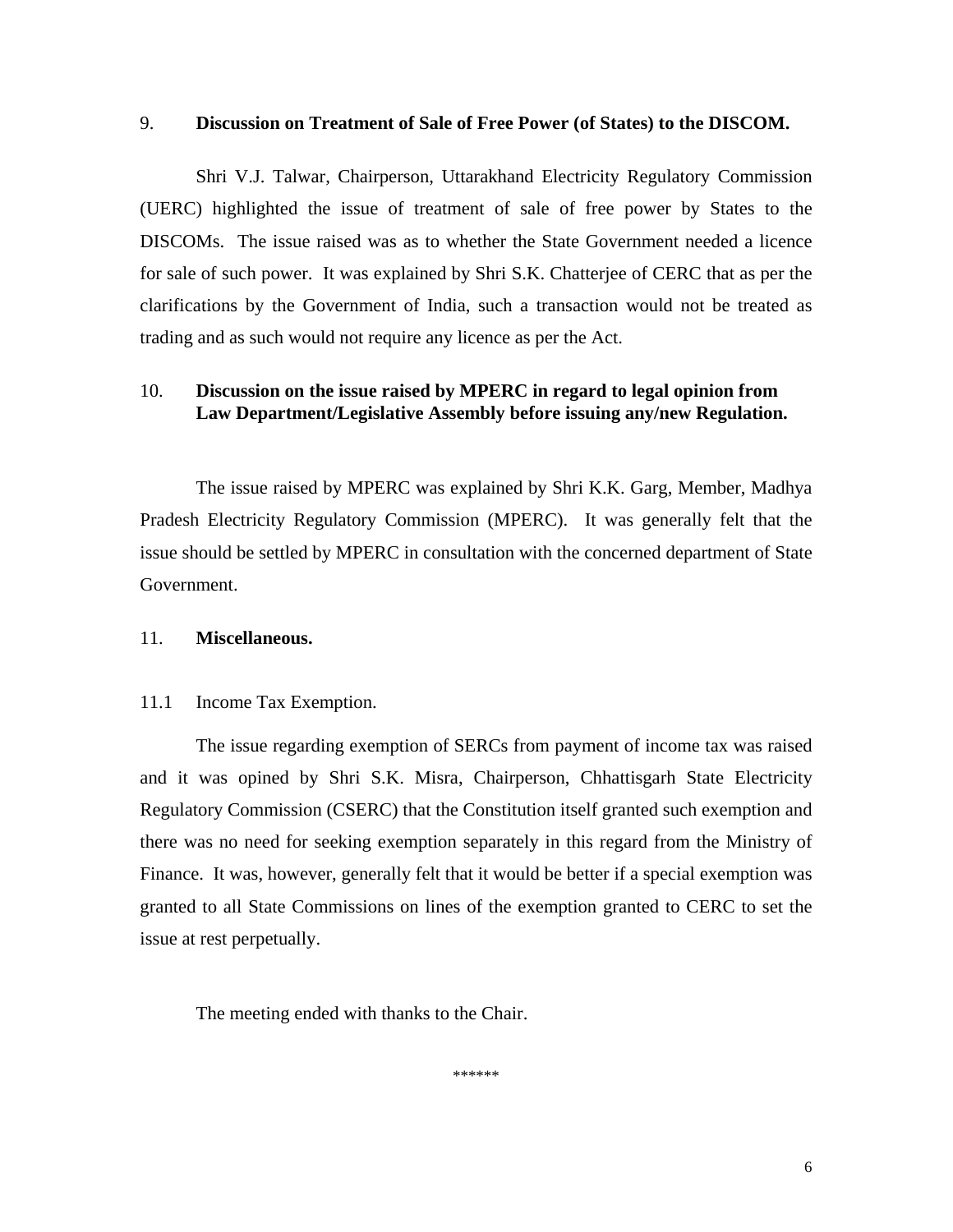9. **Discussion on Treatment of Sale of Free Power (of States) to the DISCOM.**

Shri V.J. Talwar, Chairperson, Uttarakhand Electricity Regulatory Commission (UERC) highlighted the issue of treatment of sale of free power by States to the DISCOMs. The issue raised was as to whether the State Government needed a licence for sale of such power. It was explained by Shri S.K. Chatterjee of CERC that as per the clarifications by the Government of India, such a transaction would not be treated as trading and as such would not require any licence as per the Act.

10. **Discussion on the issue raised by MPERC in regard to legal opinion from Law Department/Legislative Assembly before issuing any/new Regulation.**

The issue raised by MPERC was explained by Shri K.K. Garg, Member, Madhya Pradesh Electricity Regulatory Commission (MPERC). It was generally felt that the issue should be settled by MPERC in consultation with the concerned department of State Government.

11. **Miscellaneous.**

11.1 Income Tax Exemption.

The issue regarding exemption of SERCs from payment of income tax was raised and it was opined by Shri S.K. Misra, Chairperson, Chhattisgarh State Electricity Regulatory Commission (CSERC) that the Constitution itself granted such exemption and there was no need for seeking exemption separately in this regard from the Ministry of Finance. It was, however, generally felt that it would be better if a special exemption was granted to all State Commissions on lines of the exemption granted to CERC to set the issue at rest perpetually.

The meeting ended with thanks to the Chair.

******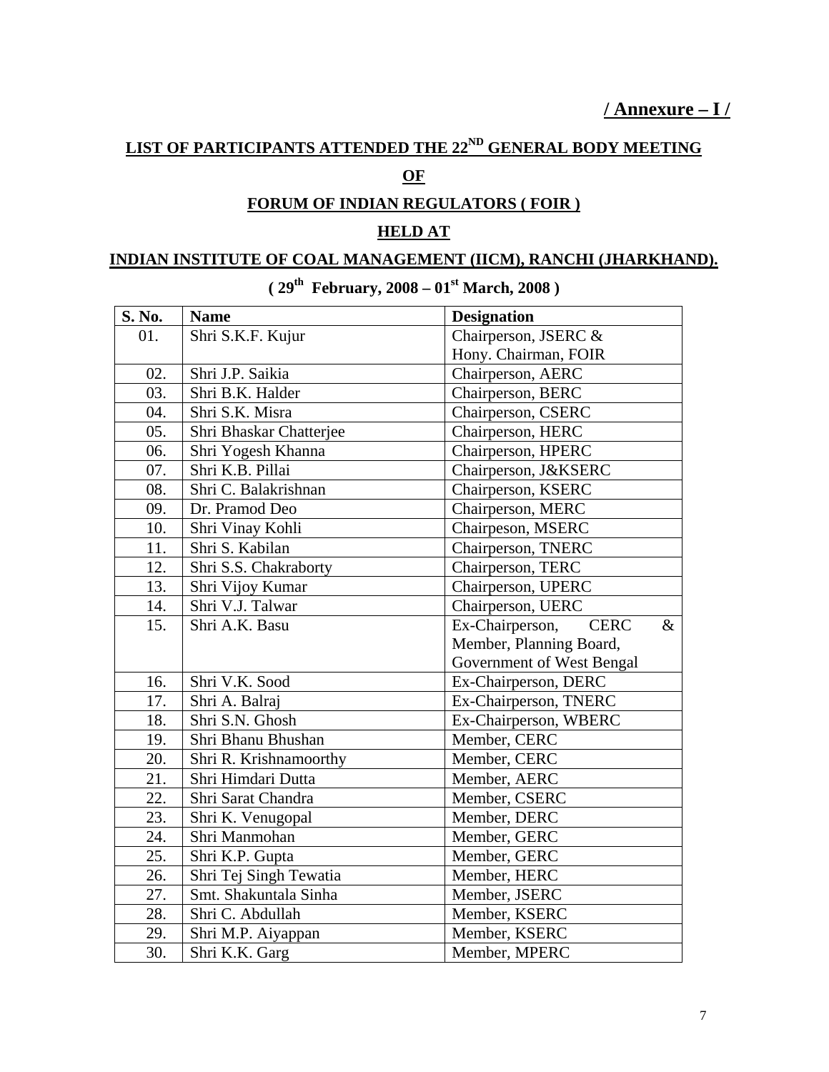**/ Annexure – I /**

## LIST OF PARTICIPANTS ATTENDED THE 22ND GENERAL BODY MEETING

## OF

## FORUM OF INDIAN REGULATORS ( FOIR )

## HELD AT

## INDIAN INSTITUTE OF COAL MANAGEMENT (IICM), RANCHI (JHARKHAND).

**( 29th February, 2008 – 01st March, 2008 )**

| S. No. | Name | Designation |
|---|---|---|
| 01. | Shri S.K.F. Kujur | Chairperson, JSERC & Hony. Chairman, FOIR |
| 02. | Shri J.P. Saikia | Chairperson, AERC |
| 03. | Shri B.K. Halder | Chairperson, BERC |
| 04. | Shri S.K. Misra | Chairperson, CSERC |
| 05. | Shri Bhaskar Chatterjee | Chairperson, HERC |
| 06. | Shri Yogesh Khanna | Chairperson, HPERC |
| 07. | Shri K.B. Pillai | Chairperson, J&KSERC |
| 08. | Shri C. Balakrishnan | Chairperson, KSERC |
| 09. | Dr. Pramod Deo | Chairperson, MERC |
| 10. | Shri Vinay Kohli | Chairpeson, MSERC |
| 11. | Shri S. Kabilan | Chairperson, TNERC |
| 12. | Shri S.S. Chakraborty | Chairperson, TERC |
| 13. | Shri Vijoy Kumar | Chairperson, UPERC |
| 14. | Shri V.J. Talwar | Chairperson, UERC |
| 15. | Shri A.K. Basu | Ex-Chairperson, CERC & Member, Planning Board, Government of West Bengal |
| 16. | Shri V.K. Sood | Ex-Chairperson, DERC |
| 17. | Shri A. Balraj | Ex-Chairperson, TNERC |
| 18. | Shri S.N. Ghosh | Ex-Chairperson, WBERC |
| 19. | Shri Bhanu Bhushan | Member, CERC |
| 20. | Shri R. Krishnamoorthy | Member, CERC |
| 21. | Shri Himdari Dutta | Member, AERC |
| 22. | Shri Sarat Chandra | Member, CSERC |
| 23. | Shri K. Venugopal | Member, DERC |
| 24. | Shri Manmohan | Member, GERC |
| 25. | Shri K.P. Gupta | Member, GERC |
| 26. | Shri Tej Singh Tewatia | Member, HERC |
| 27. | Smt. Shakuntala Sinha | Member, JSERC |
| 28. | Shri C. Abdullah | Member, KSERC |
| 29. | Shri M.P. Aiyappan | Member, KSERC |
| 30. | Shri K.K. Garg | Member, MPERC |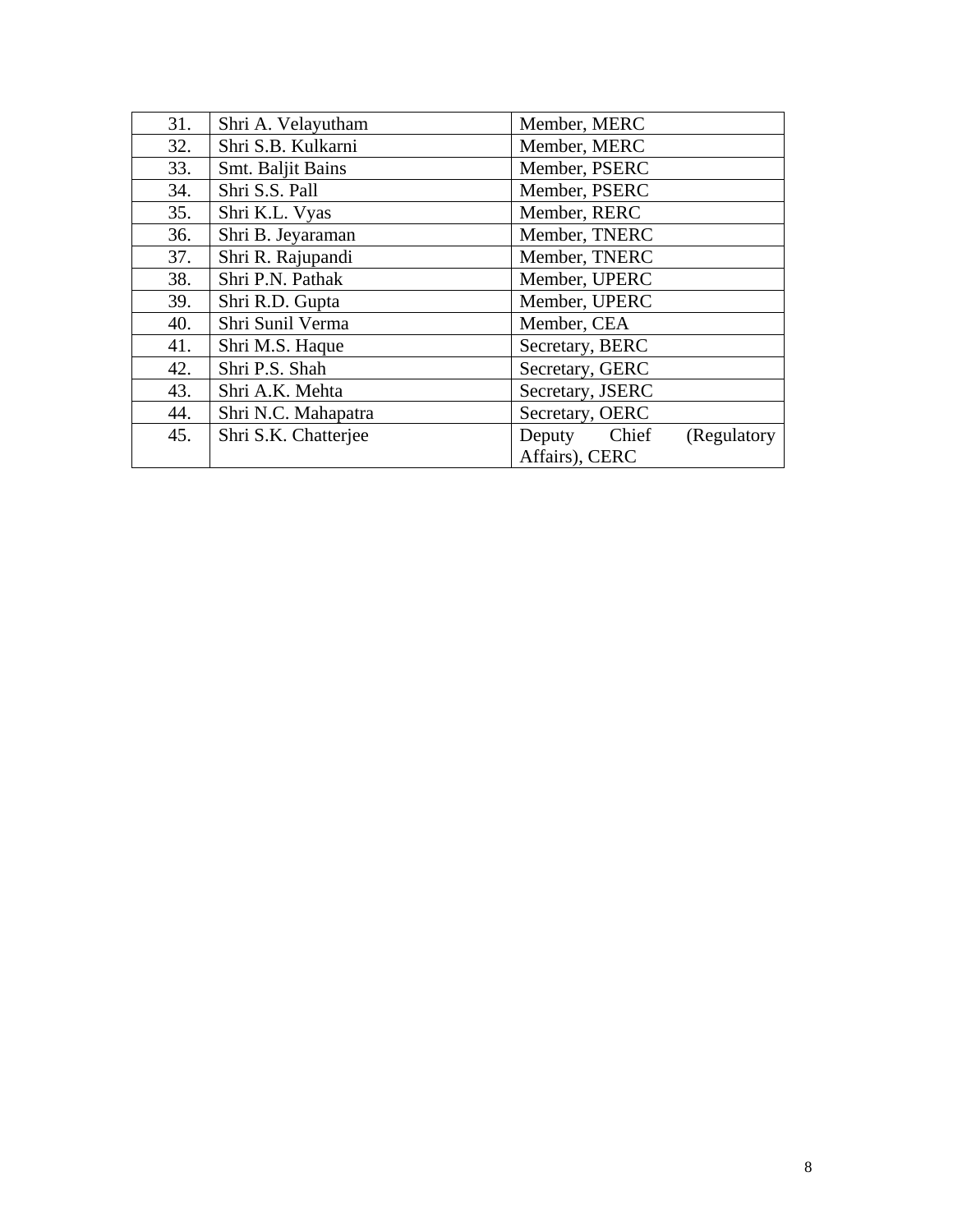| | | |
|---|---|---|
| 31. | Shri A. Velayutham | Member, MERC |
| 32. | Shri S.B. Kulkarni | Member, MERC |
| 33. | Smt. Baljit Bains | Member, PSERC |
| 34. | Shri S.S. Pall | Member, PSERC |
| 35. | Shri K.L. Vyas | Member, RERC |
| 36. | Shri B. Jeyaraman | Member, TNERC |
| 37. | Shri R. Rajupandi | Member, TNERC |
| 38. | Shri P.N. Pathak | Member, UPERC |
| 39. | Shri R.D. Gupta | Member, UPERC |
| 40. | Shri Sunil Verma | Member, CEA |
| 41. | Shri M.S. Haque | Secretary, BERC |
| 42. | Shri P.S. Shah | Secretary, GERC |
| 43. | Shri A.K. Mehta | Secretary, JSERC |
| 44. | Shri N.C. Mahapatra | Secretary, OERC |
| 45. | Shri S.K. Chatterjee | Deputy Chief (Regulatory Affairs), CERC |